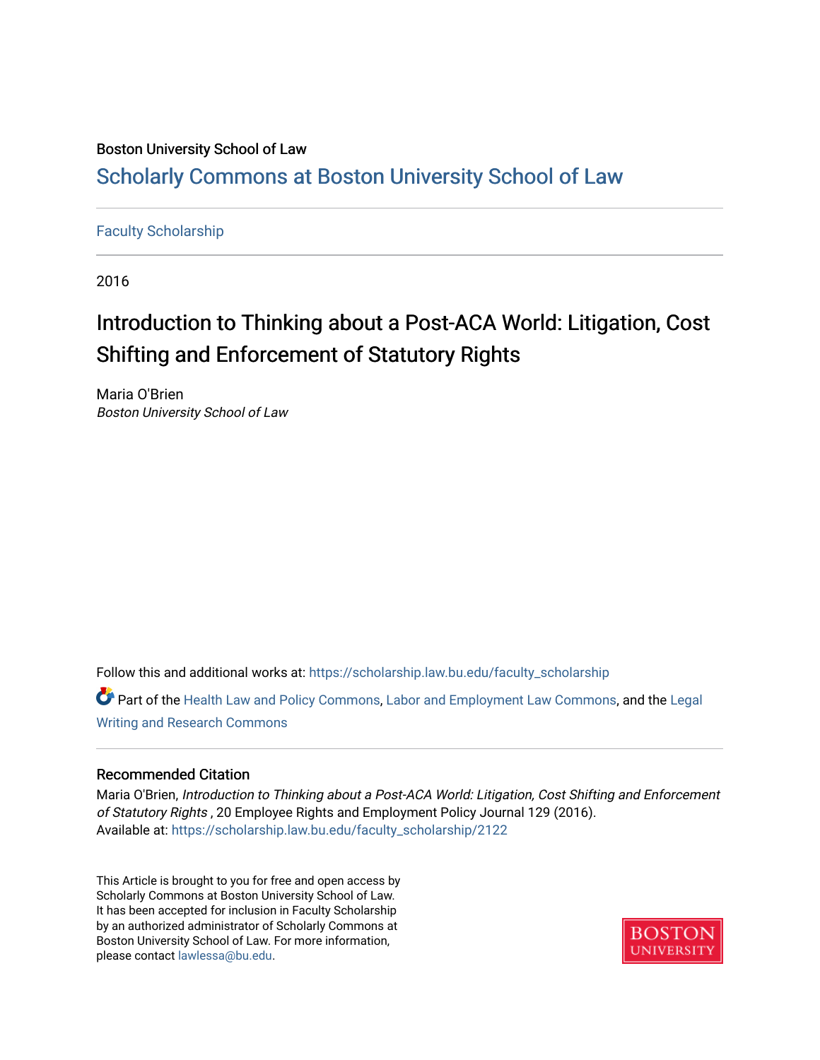Boston University School of Law

## Scholarly Commons at Boston University School of Law

Faculty Scholarship

2016

# Introduction to Thinking about a Post-ACA World: Litigation, Cost Shifting and Enforcement of Statutory Rights

Maria O'Brien
*Boston University School of Law*

Follow this and additional works at: https://scholarship.law.bu.edu/faculty_scholarship

Part of the Health Law and Policy Commons, Labor and Employment Law Commons, and the Legal Writing and Research Commons

### Recommended Citation

Maria O'Brien, *Introduction to Thinking about a Post-ACA World: Litigation, Cost Shifting and Enforcement of Statutory Rights* , 20 Employee Rights and Employment Policy Journal 129 (2016).
Available at: https://scholarship.law.bu.edu/faculty_scholarship/2122

This Article is brought to you for free and open access by Scholarly Commons at Boston University School of Law. It has been accepted for inclusion in Faculty Scholarship by an authorized administrator of Scholarly Commons at Boston University School of Law. For more information, please contact lawlessa@bu.edu.

BOSTON UNIVERSITY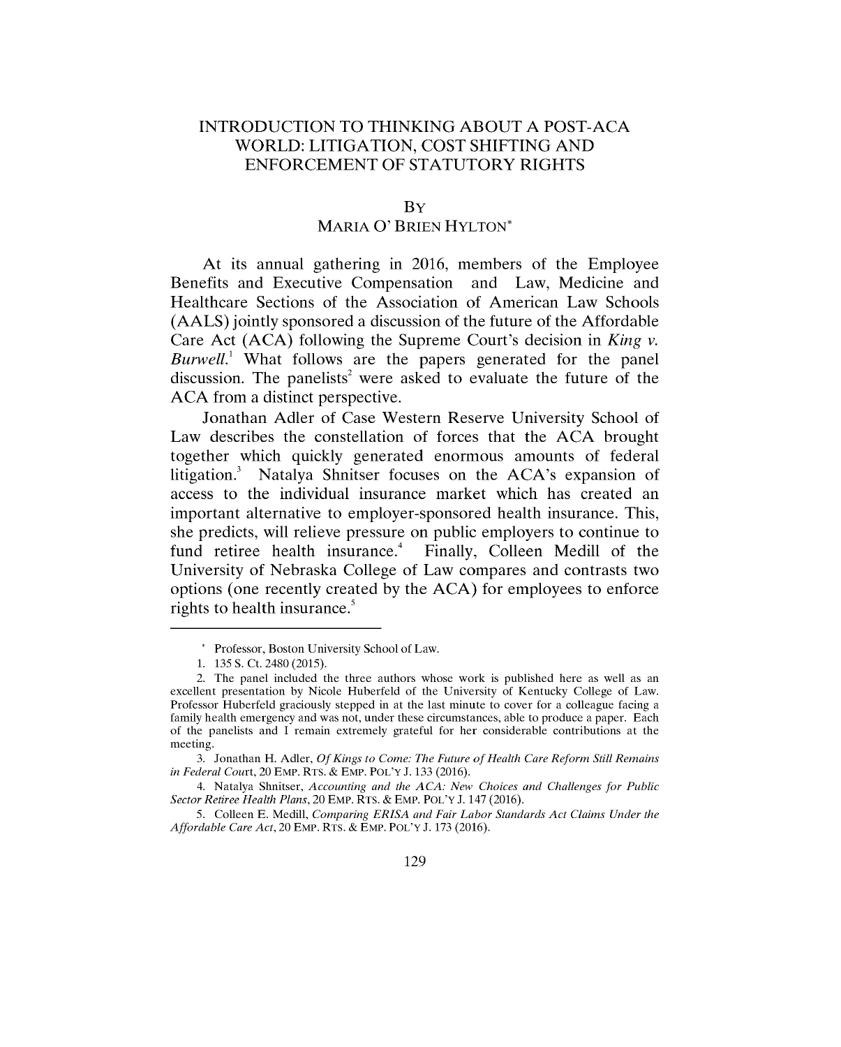# INTRODUCTION TO THINKING ABOUT A POST-ACA WORLD: LITIGATION, COST SHIFTING AND ENFORCEMENT OF STATUTORY RIGHTS

BY

MARIA O' BRIEN HYLTON*

At its annual gathering in 2016, members of the Employee Benefits and Executive Compensation and Law, Medicine and Healthcare Sections of the Association of American Law Schools (AALS) jointly sponsored a discussion of the future of the Affordable Care Act (ACA) following the Supreme Court's decision in *King v. Burwell*.[1] What follows are the papers generated for the panel discussion. The panelists[2] were asked to evaluate the future of the ACA from a distinct perspective.

Jonathan Adler of Case Western Reserve University School of Law describes the constellation of forces that the ACA brought together which quickly generated enormous amounts of federal litigation.[3] Natalya Shnitser focuses on the ACA's expansion of access to the individual insurance market which has created an important alternative to employer-sponsored health insurance. This, she predicts, will relieve pressure on public employers to continue to fund retiree health insurance.[4] Finally, Colleen Medill of the University of Nebraska College of Law compares and contrasts two options (one recently created by the ACA) for employees to enforce rights to health insurance.[5]

---

\* Professor, Boston University School of Law.

1. 135 S. Ct. 2480 (2015).

2. The panel included the three authors whose work is published here as well as an excellent presentation by Nicole Huberfeld of the University of Kentucky College of Law. Professor Huberfeld graciously stepped in at the last minute to cover for a colleague facing a family health emergency and was not, under these circumstances, able to produce a paper. Each of the panelists and I remain extremely grateful for her considerable contributions at the meeting.

3. Jonathan H. Adler, *Of Kings to Come: The Future of Health Care Reform Still Remains in Federal Court*, 20 EMP. RTS. & EMP. POL'Y J. 133 (2016).

4. Natalya Shnitser, *Accounting and the ACA: New Choices and Challenges for Public Sector Retiree Health Plans*, 20 EMP. RTS. & EMP. POL'Y J. 147 (2016).

5. Colleen E. Medill, *Comparing ERISA and Fair Labor Standards Act Claims Under the Affordable Care Act*, 20 EMP. RTS. & EMP. POL'Y J. 173 (2016).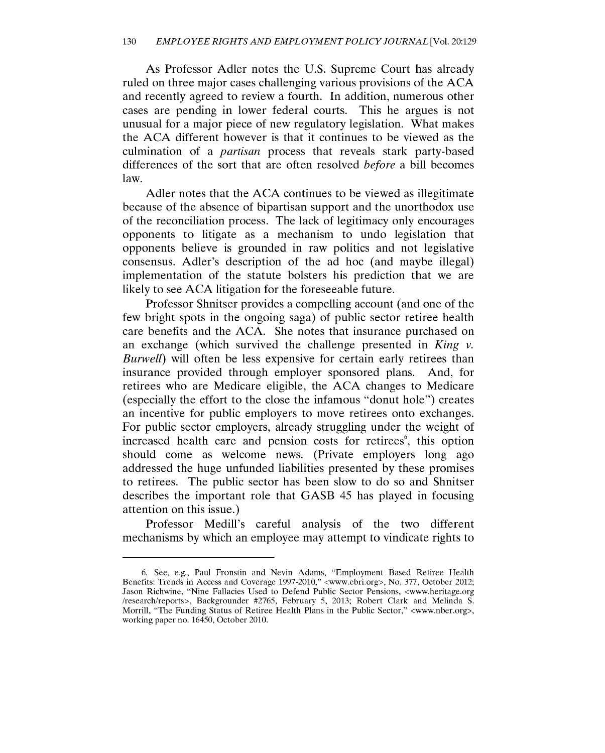As Professor Adler notes the U.S. Supreme Court has already ruled on three major cases challenging various provisions of the ACA and recently agreed to review a fourth. In addition, numerous other cases are pending in lower federal courts. This he argues is not unusual for a major piece of new regulatory legislation. What makes the ACA different however is that it continues to be viewed as the culmination of a *partisan* process that reveals stark party-based differences of the sort that are often resolved *before* a bill becomes law.

Adler notes that the ACA continues to be viewed as illegitimate because of the absence of bipartisan support and the unorthodox use of the reconciliation process. The lack of legitimacy only encourages opponents to litigate as a mechanism to undo legislation that opponents believe is grounded in raw politics and not legislative consensus. Adler's description of the ad hoc (and maybe illegal) implementation of the statute bolsters his prediction that we are likely to see ACA litigation for the foreseeable future.

Professor Shnitser provides a compelling account (and one of the few bright spots in the ongoing saga) of public sector retiree health care benefits and the ACA. She notes that insurance purchased on an exchange (which survived the challenge presented in *King v. Burwell*) will often be less expensive for certain early retirees than insurance provided through employer sponsored plans. And, for retirees who are Medicare eligible, the ACA changes to Medicare (especially the effort to the close the infamous "donut hole") creates an incentive for public employers to move retirees onto exchanges. For public sector employers, already struggling under the weight of increased health care and pension costs for retirees[6], this option should come as welcome news. (Private employers long ago addressed the huge unfunded liabilities presented by these promises to retirees. The public sector has been slow to do so and Shnitser describes the important role that GASB 45 has played in focusing attention on this issue.)

Professor Medill's careful analysis of the two different mechanisms by which an employee may attempt to vindicate rights to

---

6. See, e.g., Paul Fronstin and Nevin Adams, "Employment Based Retiree Health Benefits: Trends in Access and Coverage 1997-2010," <www.ebri.org>, No. 377, October 2012; Jason Richwine, "Nine Fallacies Used to Defend Public Sector Pensions, <www.heritage.org/research/reports>, Backgrounder #2765, February 5, 2013; Robert Clark and Melinda S. Morrill, "The Funding Status of Retiree Health Plans in the Public Sector," <www.nber.org>, working paper no. 16450, October 2010.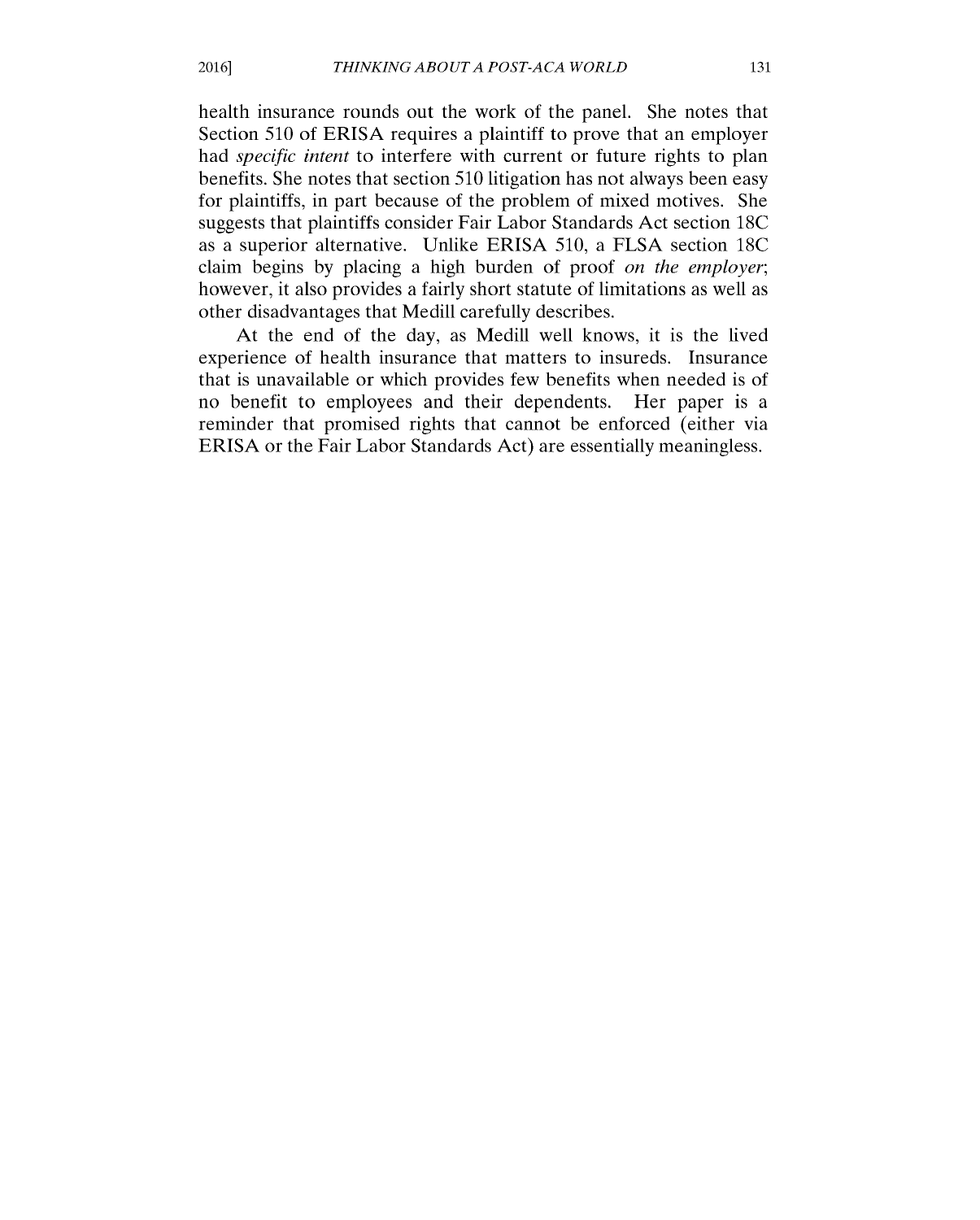health insurance rounds out the work of the panel. She notes that Section 510 of ERISA requires a plaintiff to prove that an employer had *specific intent* to interfere with current or future rights to plan benefits. She notes that section 510 litigation has not always been easy for plaintiffs, in part because of the problem of mixed motives. She suggests that plaintiffs consider Fair Labor Standards Act section 18C as a superior alternative. Unlike ERISA 510, a FLSA section 18C claim begins by placing a high burden of proof *on the employer*; however, it also provides a fairly short statute of limitations as well as other disadvantages that Medill carefully describes.

At the end of the day, as Medill well knows, it is the lived experience of health insurance that matters to insureds. Insurance that is unavailable or which provides few benefits when needed is of no benefit to employees and their dependents. Her paper is a reminder that promised rights that cannot be enforced (either via ERISA or the Fair Labor Standards Act) are essentially meaningless.